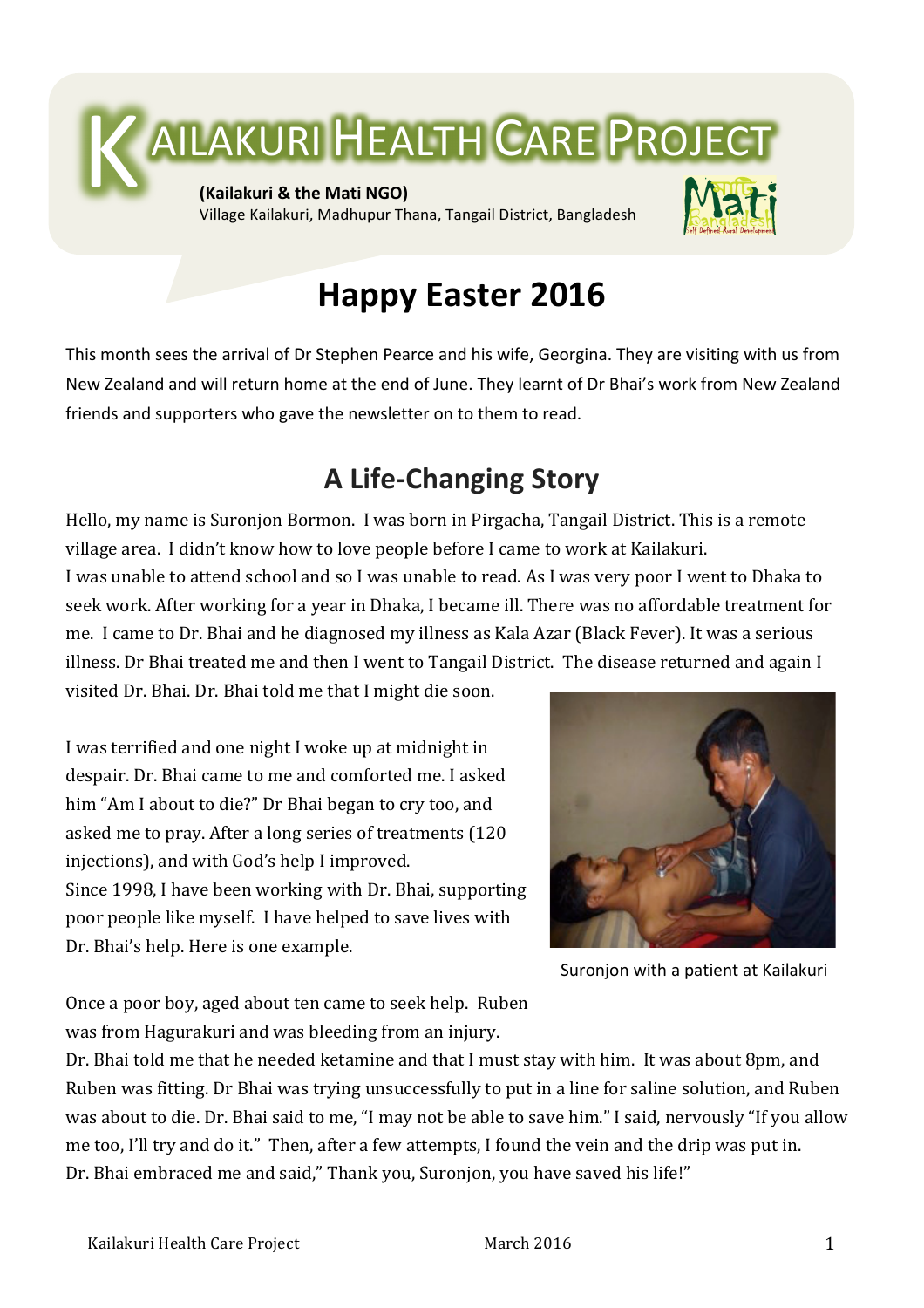# KAILAKURI HEALTH CARE PROJECT

**(Kailakuri & the Mati NGO)**
Village Kailakuri, Madhupur Thana, Tangail District, Bangladesh

## Happy Easter 2016

This month sees the arrival of Dr Stephen Pearce and his wife, Georgina. They are visiting with us from New Zealand and will return home at the end of June. They learnt of Dr Bhai's work from New Zealand friends and supporters who gave the newsletter on to them to read.

## A Life-Changing Story

Hello, my name is Suronjon Bormon. I was born in Pirgacha, Tangail District. This is a remote village area. I didn't know how to love people before I came to work at Kailakuri.
I was unable to attend school and so I was unable to read. As I was very poor I went to Dhaka to seek work. After working for a year in Dhaka, I became ill. There was no affordable treatment for me. I came to Dr. Bhai and he diagnosed my illness as Kala Azar (Black Fever). It was a serious illness. Dr Bhai treated me and then I went to Tangail District. The disease returned and again I visited Dr. Bhai. Dr. Bhai told me that I might die soon.

I was terrified and one night I woke up at midnight in despair. Dr. Bhai came to me and comforted me. I asked him "Am I about to die?" Dr Bhai began to cry too, and asked me to pray. After a long series of treatments (120 injections), and with God's help I improved.
Since 1998, I have been working with Dr. Bhai, supporting poor people like myself. I have helped to save lives with Dr. Bhai's help. Here is one example.

Suronjon with a patient at Kailakuri

Once a poor boy, aged about ten came to seek help. Ruben was from Hagurakuri and was bleeding from an injury.
Dr. Bhai told me that he needed ketamine and that I must stay with him. It was about 8pm, and Ruben was fitting. Dr Bhai was trying unsuccessfully to put in a line for saline solution, and Ruben was about to die. Dr. Bhai said to me, "I may not be able to save him." I said, nervously "If you allow me too, I'll try and do it." Then, after a few attempts, I found the vein and the drip was put in.
Dr. Bhai embraced me and said," Thank you, Suronjon, you have saved his life!"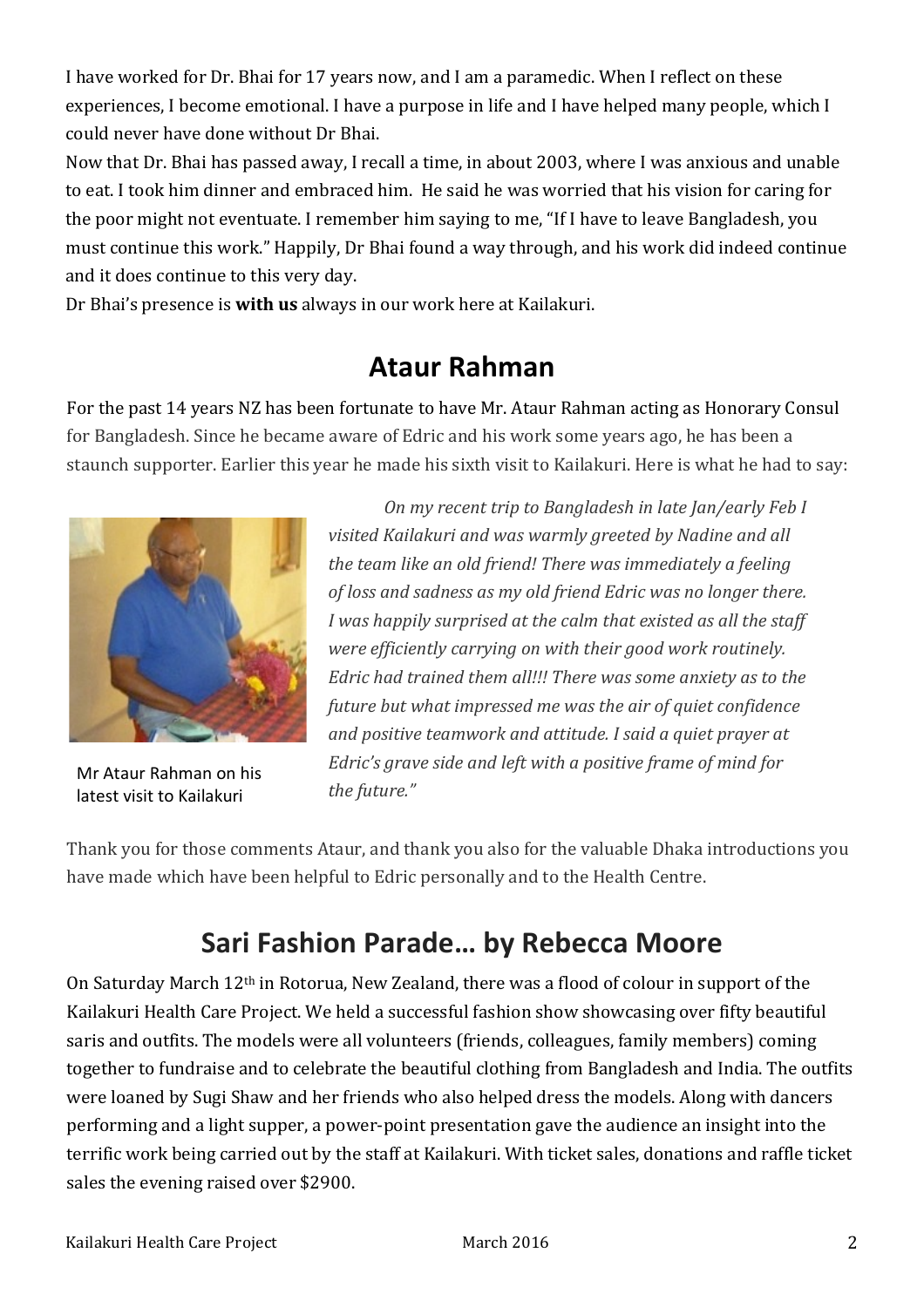I have worked for Dr. Bhai for 17 years now, and I am a paramedic. When I reflect on these experiences, I become emotional. I have a purpose in life and I have helped many people, which I could never have done without Dr Bhai.

Now that Dr. Bhai has passed away, I recall a time, in about 2003, where I was anxious and unable to eat. I took him dinner and embraced him. He said he was worried that his vision for caring for the poor might not eventuate. I remember him saying to me, "If I have to leave Bangladesh, you must continue this work." Happily, Dr Bhai found a way through, and his work did indeed continue and it does continue to this very day.

Dr Bhai's presence is **with us** always in our work here at Kailakuri.

## Ataur Rahman

For the past 14 years NZ has been fortunate to have Mr. Ataur Rahman acting as Honorary Consul for Bangladesh. Since he became aware of Edric and his work some years ago, he has been a staunch supporter. Earlier this year he made his sixth visit to Kailakuri. Here is what he had to say:

*On my recent trip to Bangladesh in late Jan/early Feb I visited Kailakuri and was warmly greeted by Nadine and all the team like an old friend! There was immediately a feeling of loss and sadness as my old friend Edric was no longer there. I was happily surprised at the calm that existed as all the staff were efficiently carrying on with their good work routinely. Edric had trained them all!!! There was some anxiety as to the future but what impressed me was the air of quiet confidence and positive teamwork and attitude. I said a quiet prayer at Edric's grave side and left with a positive frame of mind for the future."*

Mr Ataur Rahman on his latest visit to Kailakuri

Thank you for those comments Ataur, and thank you also for the valuable Dhaka introductions you have made which have been helpful to Edric personally and to the Health Centre.

## Sari Fashion Parade… by Rebecca Moore

On Saturday March 12th in Rotorua, New Zealand, there was a flood of colour in support of the Kailakuri Health Care Project. We held a successful fashion show showcasing over fifty beautiful saris and outfits. The models were all volunteers (friends, colleagues, family members) coming together to fundraise and to celebrate the beautiful clothing from Bangladesh and India. The outfits were loaned by Sugi Shaw and her friends who also helped dress the models. Along with dancers performing and a light supper, a power-point presentation gave the audience an insight into the terrific work being carried out by the staff at Kailakuri. With ticket sales, donations and raffle ticket sales the evening raised over $2900.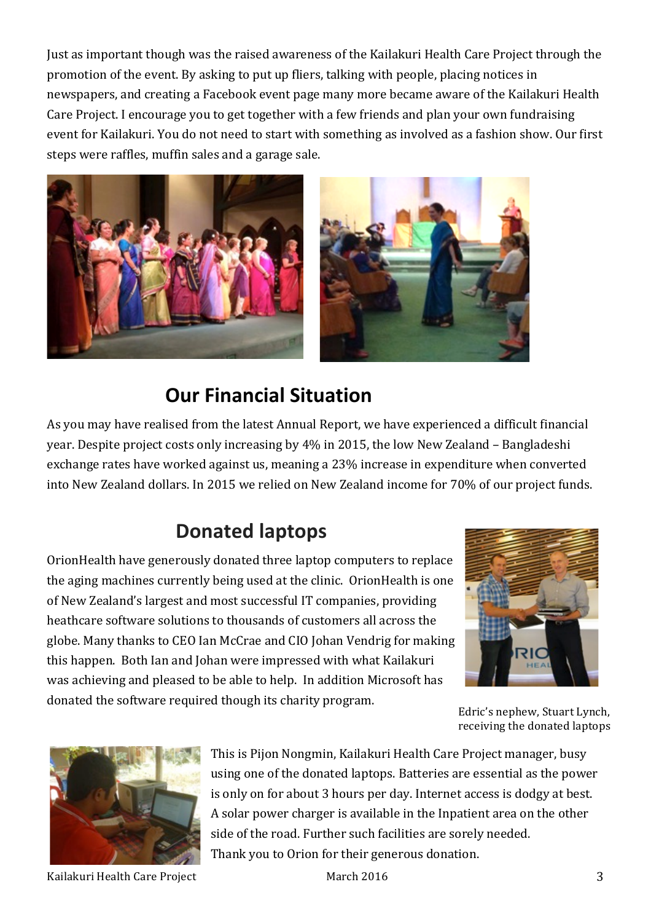Just as important though was the raised awareness of the Kailakuri Health Care Project through the promotion of the event. By asking to put up fliers, talking with people, placing notices in newspapers, and creating a Facebook event page many more became aware of the Kailakuri Health Care Project. I encourage you to get together with a few friends and plan your own fundraising event for Kailakuri. You do not need to start with something as involved as a fashion show. Our first steps were raffles, muffin sales and a garage sale.

## Our Financial Situation

As you may have realised from the latest Annual Report, we have experienced a difficult financial year. Despite project costs only increasing by 4% in 2015, the low New Zealand – Bangladeshi exchange rates have worked against us, meaning a 23% increase in expenditure when converted into New Zealand dollars. In 2015 we relied on New Zealand income for 70% of our project funds.

## Donated laptops

OrionHealth have generously donated three laptop computers to replace the aging machines currently being used at the clinic. OrionHealth is one of New Zealand's largest and most successful IT companies, providing heathcare software solutions to thousands of customers all across the globe. Many thanks to CEO Ian McCrae and CIO Johan Vendrig for making this happen. Both Ian and Johan were impressed with what Kailakuri was achieving and pleased to be able to help. In addition Microsoft has donated the software required though its charity program.

Edric's nephew, Stuart Lynch, receiving the donated laptops

This is Pijon Nongmin, Kailakuri Health Care Project manager, busy using one of the donated laptops. Batteries are essential as the power is only on for about 3 hours per day. Internet access is dodgy at best. A solar power charger is available in the Inpatient area on the other side of the road. Further such facilities are sorely needed. Thank you to Orion for their generous donation.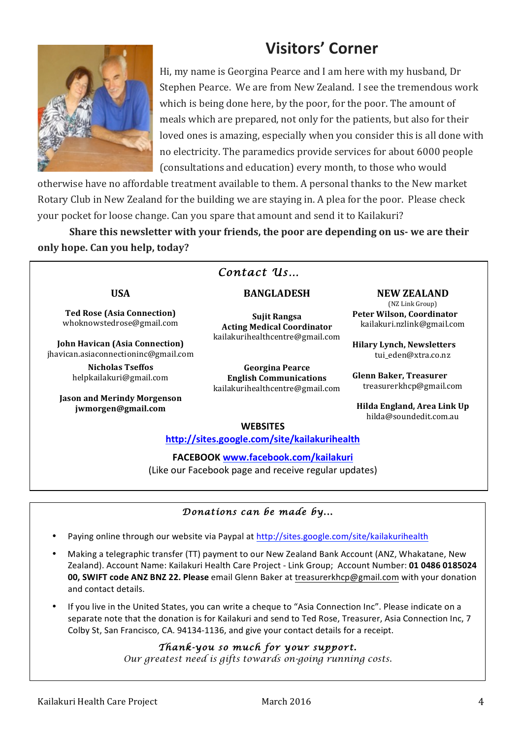# Visitors' Corner

Hi, my name is Georgina Pearce and I am here with my husband, Dr Stephen Pearce. We are from New Zealand. I see the tremendous work which is being done here, by the poor, for the poor. The amount of meals which are prepared, not only for the patients, but also for their loved ones is amazing, especially when you consider this is all done with no electricity. The paramedics provide services for about 6000 people (consultations and education) every month, to those who would otherwise have no affordable treatment available to them. A personal thanks to the New market Rotary Club in New Zealand for the building we are staying in. A plea for the poor. Please check your pocket for loose change. Can you spare that amount and send it to Kailakuri?

**Share this newsletter with your friends, the poor are depending on us- we are their only hope. Can you help, today?**

## *Contact Us…*

### USA

**Ted Rose (Asia Connection)**
whoknowstedrose@gmail.com

**John Havican (Asia Connection)**
jhavican.asiaconnectioninc@gmail.com

**Nicholas Tseffos**
helpkailakuri@gmail.com

**Jason and Merindy Morgenson**
**jwmorgen@gmail.com**

### BANGLADESH

**Sujit Rangsa**
**Acting Medical Coordinator**
kailakurihealthcentre@gmail.com

**Georgina Pearce**
**English Communications**
kailakurihealthcentre@gmail.com

### NEW ZEALAND

(NZ Link Group)

**Peter Wilson, Coordinator**
kailakuri.nzlink@gmail.com

**Hilary Lynch, Newsletters**
tui_eden@xtra.co.nz

**Glenn Baker, Treasurer**
treasurerkhcp@gmail.com

**Hilda England, Area Link Up**
hilda@soundedit.com.au

**WEBSITES**
http://sites.google.com/site/kailakurihealth

**FACEBOOK** www.facebook.com/kailakuri
(Like our Facebook page and receive regular updates)

## *Donations can be made by…*

- Paying online through our website via Paypal at http://sites.google.com/site/kailakurihealth
- Making a telegraphic transfer (TT) payment to our New Zealand Bank Account (ANZ, Whakatane, New Zealand). Account Name: Kailakuri Health Care Project - Link Group; Account Number: **01 0486 0185024 00, SWIFT code ANZ BNZ 22. Please** email Glenn Baker at treasurerkhcp@gmail.com with your donation and contact details.
- If you live in the United States, you can write a cheque to "Asia Connection Inc". Please indicate on a separate note that the donation is for Kailakuri and send to Ted Rose, Treasurer, Asia Connection Inc, 7 Colby St, San Francisco, CA. 94134-1136, and give your contact details for a receipt.

***Thank-you so much for your support.***
*Our greatest need is gifts towards on-going running costs.*